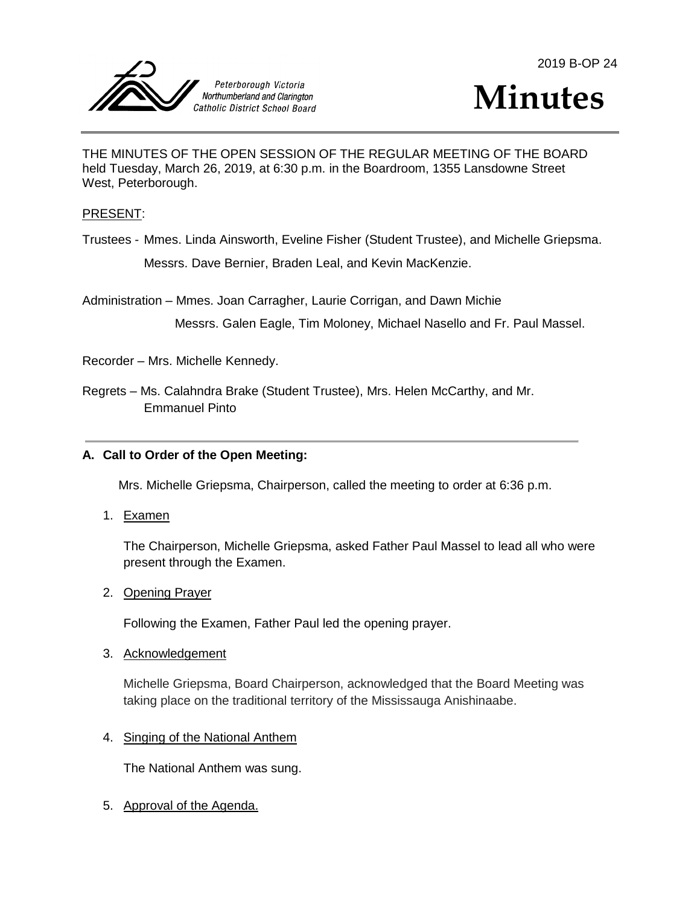2019 B-OP 24

Peterborough Victoria Northumberland and Clarington Catholic District School Board

# Minutes

THE MINUTES OF THE OPEN SESSION OF THE REGULAR MEETING OF THE BOARD held Tuesday, March 26, 2019, at 6:30 p.m. in the Boardroom, 1355 Lansdowne Street West, Peterborough.

PRESENT:

Trustees - Mmes. Linda Ainsworth, Eveline Fisher (Student Trustee), and Michelle Griepsma.

Messrs. Dave Bernier, Braden Leal, and Kevin MacKenzie.

Administration – Mmes. Joan Carragher, Laurie Corrigan, and Dawn Michie

Messrs. Galen Eagle, Tim Moloney, Michael Nasello and Fr. Paul Massel.

Recorder – Mrs. Michelle Kennedy.

Regrets – Ms. Calahndra Brake (Student Trustee), Mrs. Helen McCarthy, and Mr. Emmanuel Pinto

---

### A. Call to Order of the Open Meeting:

Mrs. Michelle Griepsma, Chairperson, called the meeting to order at 6:36 p.m.

1. Examen

   The Chairperson, Michelle Griepsma, asked Father Paul Massel to lead all who were present through the Examen.

2. Opening Prayer

   Following the Examen, Father Paul led the opening prayer.

3. Acknowledgement

   Michelle Griepsma, Board Chairperson, acknowledged that the Board Meeting was taking place on the traditional territory of the Mississauga Anishinaabe.

4. Singing of the National Anthem

   The National Anthem was sung.

5. Approval of the Agenda.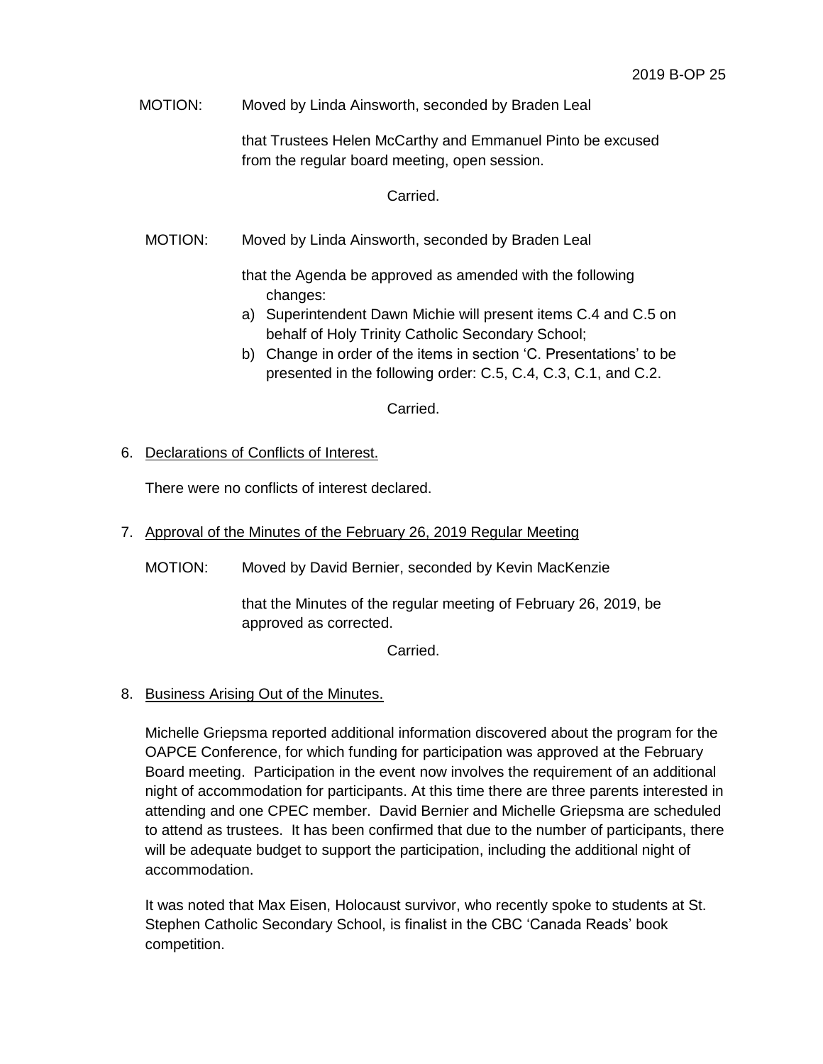MOTION: Moved by Linda Ainsworth, seconded by Braden Leal

that Trustees Helen McCarthy and Emmanuel Pinto be excused from the regular board meeting, open session.

Carried.

MOTION: Moved by Linda Ainsworth, seconded by Braden Leal

that the Agenda be approved as amended with the following changes:

a) Superintendent Dawn Michie will present items C.4 and C.5 on behalf of Holy Trinity Catholic Secondary School;
b) Change in order of the items in section 'C. Presentations' to be presented in the following order: C.5, C.4, C.3, C.1, and C.2.

Carried.

6. Declarations of Conflicts of Interest.

There were no conflicts of interest declared.

7. Approval of the Minutes of the February 26, 2019 Regular Meeting

MOTION: Moved by David Bernier, seconded by Kevin MacKenzie

that the Minutes of the regular meeting of February 26, 2019, be approved as corrected.

Carried.

8. Business Arising Out of the Minutes.

Michelle Griepsma reported additional information discovered about the program for the OAPCE Conference, for which funding for participation was approved at the February Board meeting. Participation in the event now involves the requirement of an additional night of accommodation for participants. At this time there are three parents interested in attending and one CPEC member. David Bernier and Michelle Griepsma are scheduled to attend as trustees. It has been confirmed that due to the number of participants, there will be adequate budget to support the participation, including the additional night of accommodation.

It was noted that Max Eisen, Holocaust survivor, who recently spoke to students at St. Stephen Catholic Secondary School, is finalist in the CBC 'Canada Reads' book competition.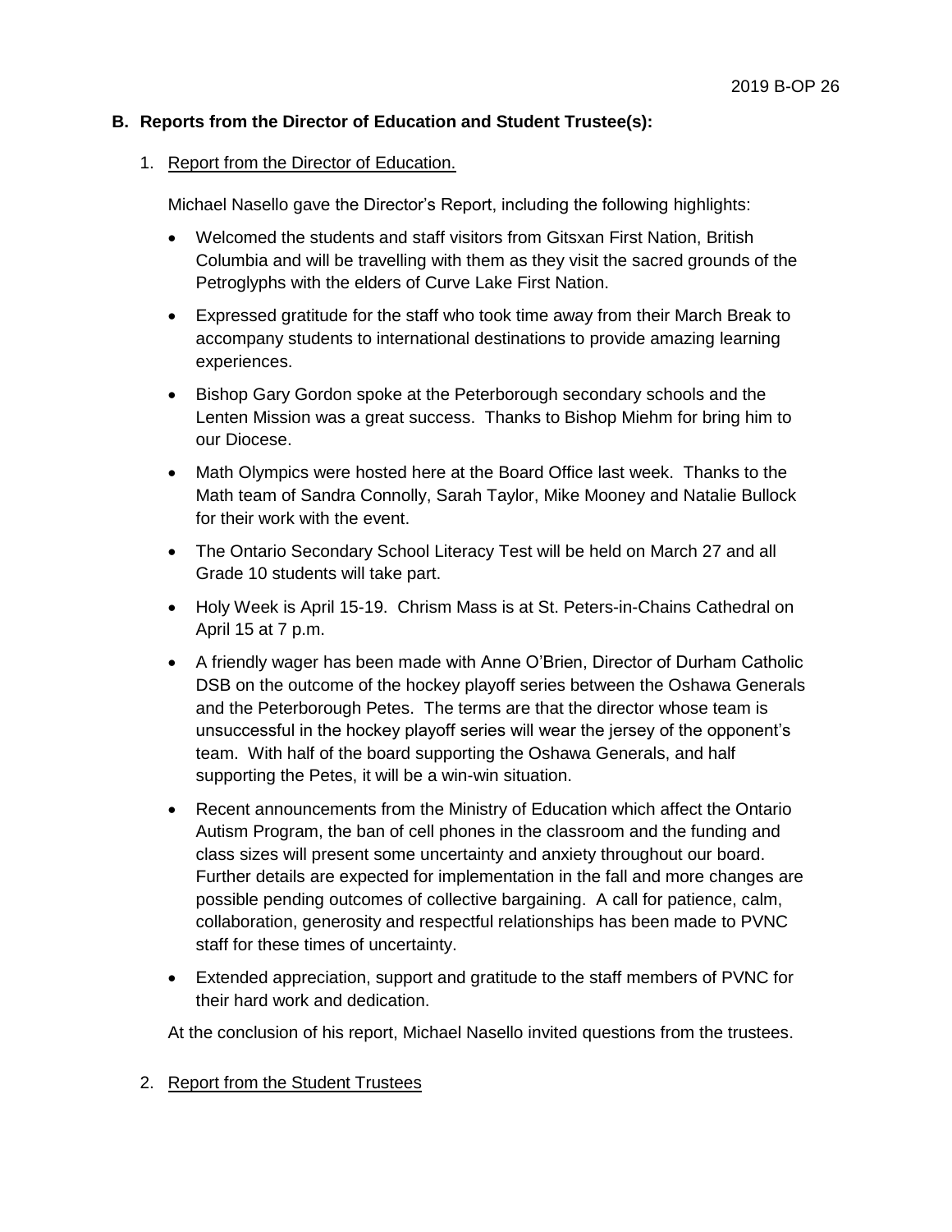## B. Reports from the Director of Education and Student Trustee(s):

1. Report from the Director of Education.

   Michael Nasello gave the Director's Report, including the following highlights:

   - Welcomed the students and staff visitors from Gitsxan First Nation, British Columbia and will be travelling with them as they visit the sacred grounds of the Petroglyphs with the elders of Curve Lake First Nation.
   - Expressed gratitude for the staff who took time away from their March Break to accompany students to international destinations to provide amazing learning experiences.
   - Bishop Gary Gordon spoke at the Peterborough secondary schools and the Lenten Mission was a great success. Thanks to Bishop Miehm for bring him to our Diocese.
   - Math Olympics were hosted here at the Board Office last week. Thanks to the Math team of Sandra Connolly, Sarah Taylor, Mike Mooney and Natalie Bullock for their work with the event.
   - The Ontario Secondary School Literacy Test will be held on March 27 and all Grade 10 students will take part.
   - Holy Week is April 15-19. Chrism Mass is at St. Peters-in-Chains Cathedral on April 15 at 7 p.m.
   - A friendly wager has been made with Anne O'Brien, Director of Durham Catholic DSB on the outcome of the hockey playoff series between the Oshawa Generals and the Peterborough Petes. The terms are that the director whose team is unsuccessful in the hockey playoff series will wear the jersey of the opponent's team. With half of the board supporting the Oshawa Generals, and half supporting the Petes, it will be a win-win situation.
   - Recent announcements from the Ministry of Education which affect the Ontario Autism Program, the ban of cell phones in the classroom and the funding and class sizes will present some uncertainty and anxiety throughout our board. Further details are expected for implementation in the fall and more changes are possible pending outcomes of collective bargaining. A call for patience, calm, collaboration, generosity and respectful relationships has been made to PVNC staff for these times of uncertainty.
   - Extended appreciation, support and gratitude to the staff members of PVNC for their hard work and dedication.

   At the conclusion of his report, Michael Nasello invited questions from the trustees.

2. Report from the Student Trustees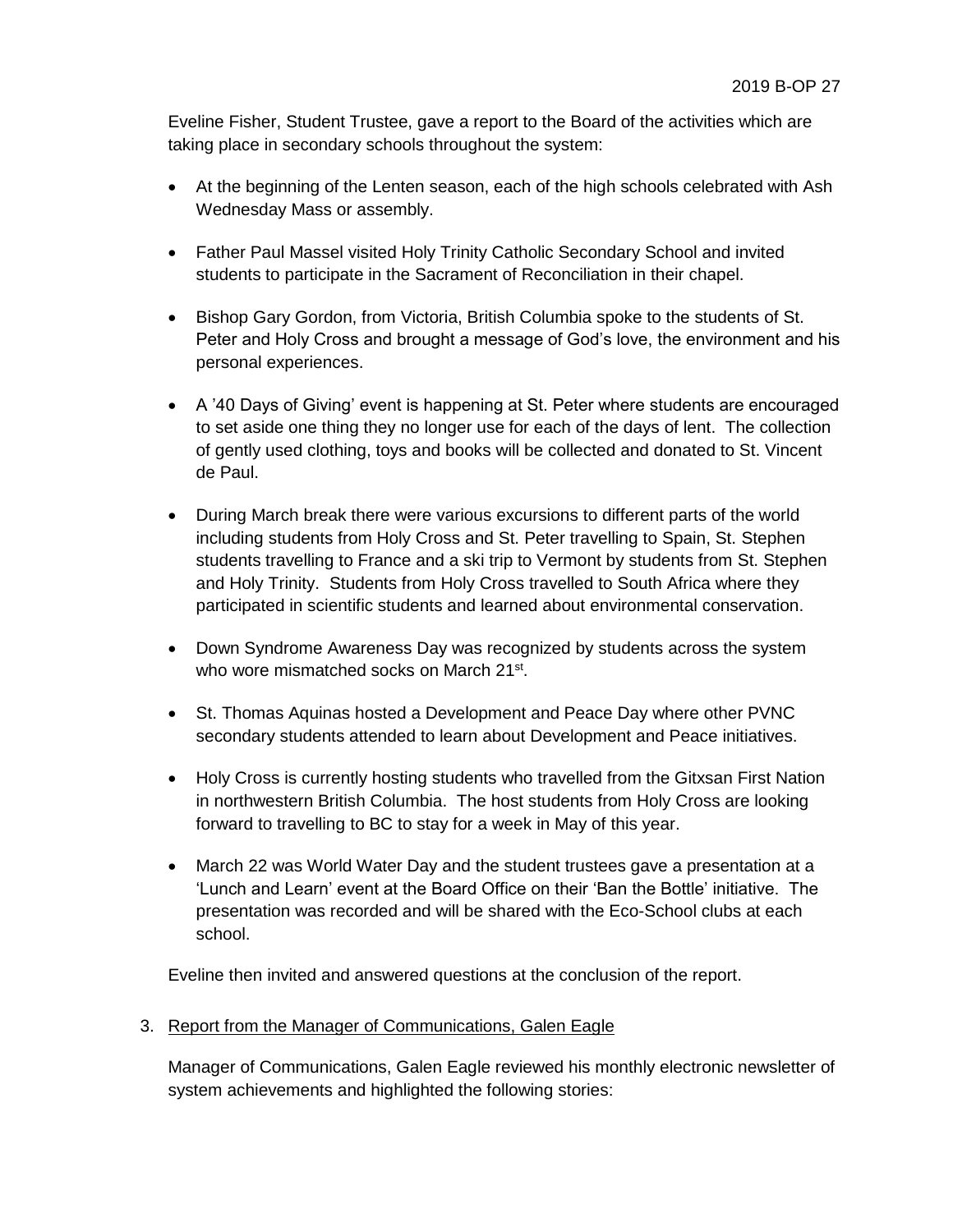Eveline Fisher, Student Trustee, gave a report to the Board of the activities which are taking place in secondary schools throughout the system:

- At the beginning of the Lenten season, each of the high schools celebrated with Ash Wednesday Mass or assembly.
- Father Paul Massel visited Holy Trinity Catholic Secondary School and invited students to participate in the Sacrament of Reconciliation in their chapel.
- Bishop Gary Gordon, from Victoria, British Columbia spoke to the students of St. Peter and Holy Cross and brought a message of God's love, the environment and his personal experiences.
- A '40 Days of Giving' event is happening at St. Peter where students are encouraged to set aside one thing they no longer use for each of the days of lent. The collection of gently used clothing, toys and books will be collected and donated to St. Vincent de Paul.
- During March break there were various excursions to different parts of the world including students from Holy Cross and St. Peter travelling to Spain, St. Stephen students travelling to France and a ski trip to Vermont by students from St. Stephen and Holy Trinity. Students from Holy Cross travelled to South Africa where they participated in scientific students and learned about environmental conservation.
- Down Syndrome Awareness Day was recognized by students across the system who wore mismatched socks on March 21st.
- St. Thomas Aquinas hosted a Development and Peace Day where other PVNC secondary students attended to learn about Development and Peace initiatives.
- Holy Cross is currently hosting students who travelled from the Gitxsan First Nation in northwestern British Columbia. The host students from Holy Cross are looking forward to travelling to BC to stay for a week in May of this year.
- March 22 was World Water Day and the student trustees gave a presentation at a 'Lunch and Learn' event at the Board Office on their 'Ban the Bottle' initiative. The presentation was recorded and will be shared with the Eco-School clubs at each school.

Eveline then invited and answered questions at the conclusion of the report.

3. Report from the Manager of Communications, Galen Eagle

Manager of Communications, Galen Eagle reviewed his monthly electronic newsletter of system achievements and highlighted the following stories: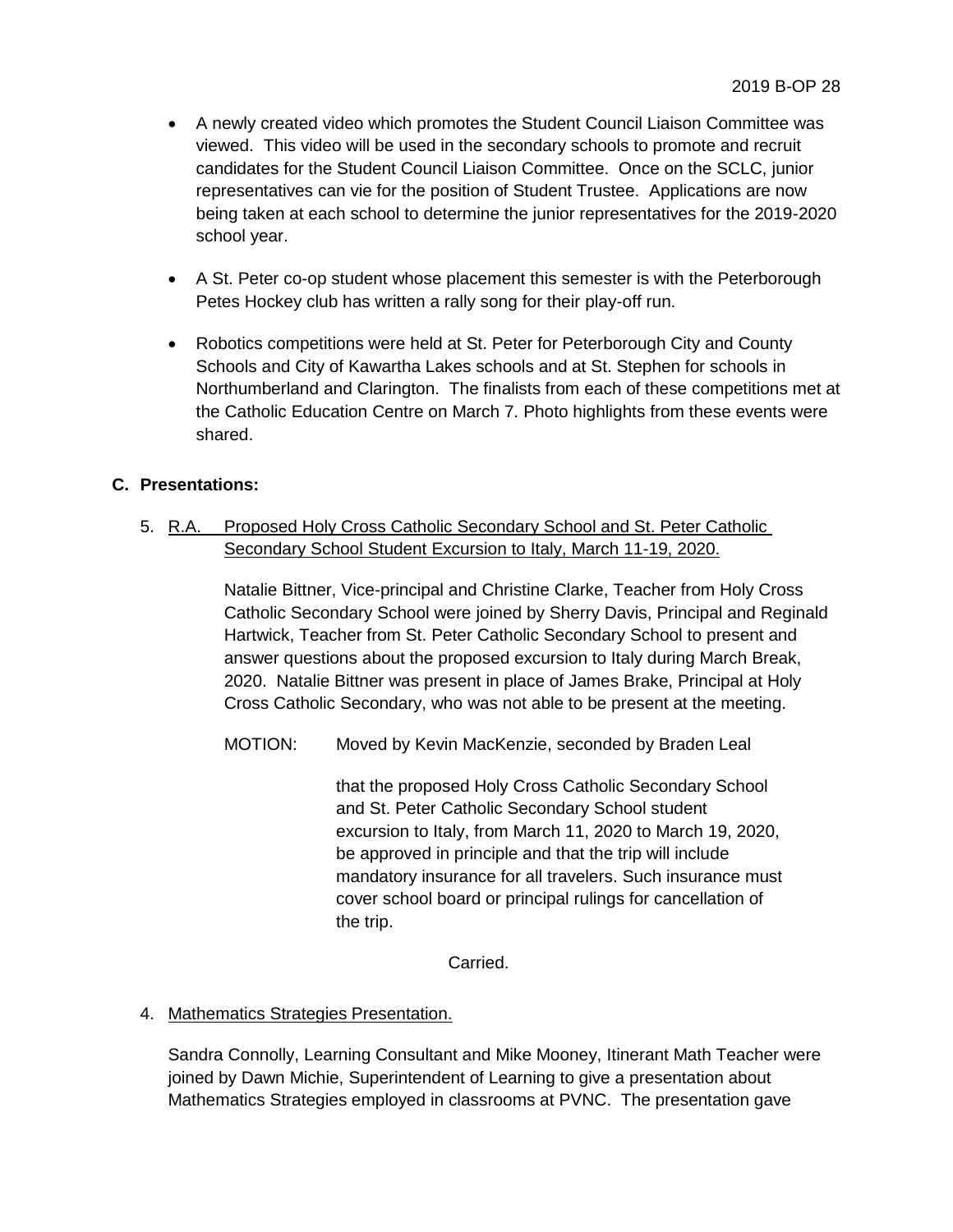- A newly created video which promotes the Student Council Liaison Committee was viewed. This video will be used in the secondary schools to promote and recruit candidates for the Student Council Liaison Committee. Once on the SCLC, junior representatives can vie for the position of Student Trustee. Applications are now being taken at each school to determine the junior representatives for the 2019-2020 school year.

- A St. Peter co-op student whose placement this semester is with the Peterborough Petes Hockey club has written a rally song for their play-off run.

- Robotics competitions were held at St. Peter for Peterborough City and County Schools and City of Kawartha Lakes schools and at St. Stephen for schools in Northumberland and Clarington. The finalists from each of these competitions met at the Catholic Education Centre on March 7. Photo highlights from these events were shared.

**C. Presentations:**

5. R.A. Proposed Holy Cross Catholic Secondary School and St. Peter Catholic Secondary School Student Excursion to Italy, March 11-19, 2020.

   Natalie Bittner, Vice-principal and Christine Clarke, Teacher from Holy Cross Catholic Secondary School were joined by Sherry Davis, Principal and Reginald Hartwick, Teacher from St. Peter Catholic Secondary School to present and answer questions about the proposed excursion to Italy during March Break, 2020. Natalie Bittner was present in place of James Brake, Principal at Holy Cross Catholic Secondary, who was not able to be present at the meeting.

   MOTION: Moved by Kevin MacKenzie, seconded by Braden Leal

   that the proposed Holy Cross Catholic Secondary School and St. Peter Catholic Secondary School student excursion to Italy, from March 11, 2020 to March 19, 2020, be approved in principle and that the trip will include mandatory insurance for all travelers. Such insurance must cover school board or principal rulings for cancellation of the trip.

   Carried.

4. Mathematics Strategies Presentation.

   Sandra Connolly, Learning Consultant and Mike Mooney, Itinerant Math Teacher were joined by Dawn Michie, Superintendent of Learning to give a presentation about Mathematics Strategies employed in classrooms at PVNC. The presentation gave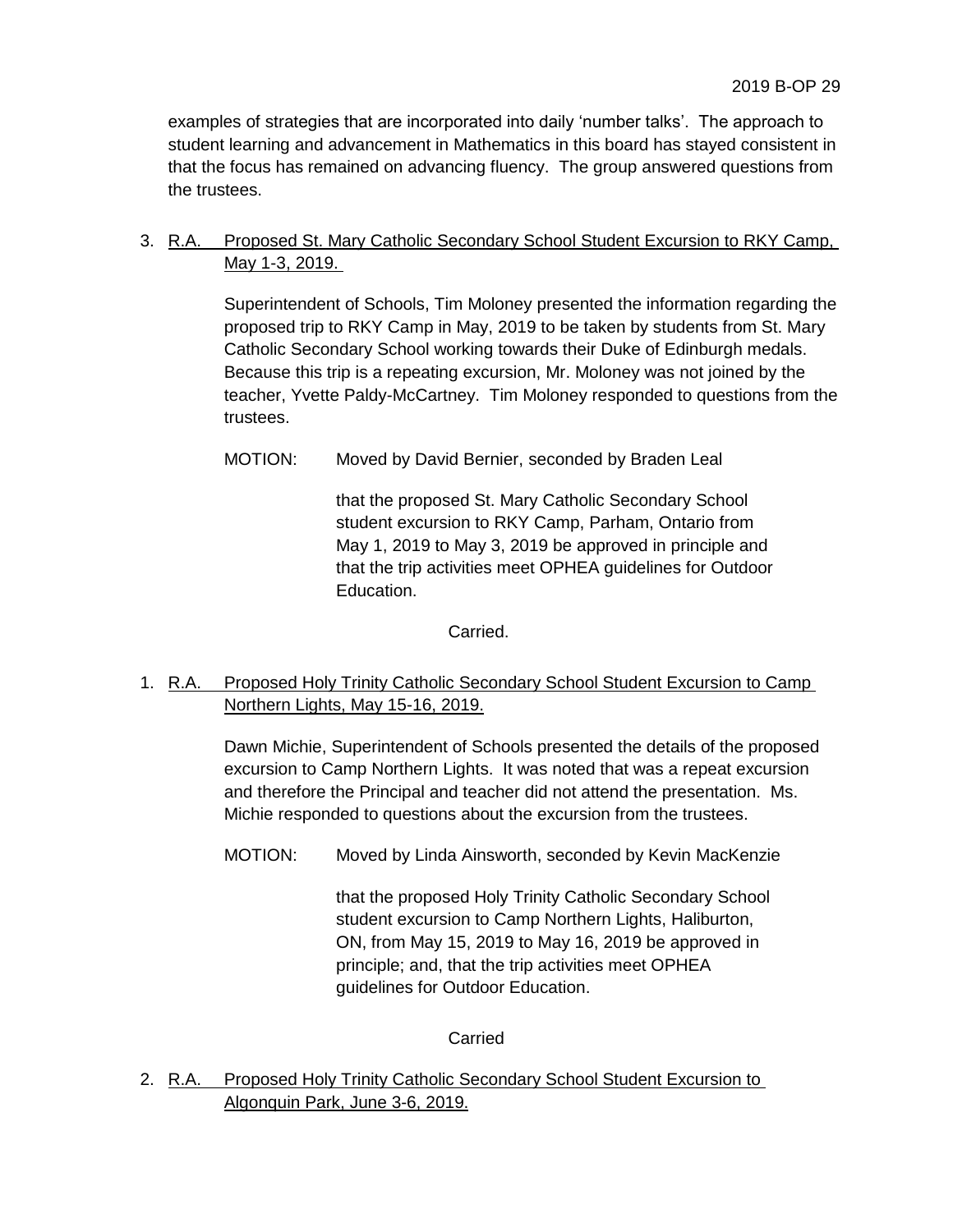examples of strategies that are incorporated into daily 'number talks'. The approach to student learning and advancement in Mathematics in this board has stayed consistent in that the focus has remained on advancing fluency. The group answered questions from the trustees.

3. R.A. Proposed St. Mary Catholic Secondary School Student Excursion to RKY Camp, May 1-3, 2019.

   Superintendent of Schools, Tim Moloney presented the information regarding the proposed trip to RKY Camp in May, 2019 to be taken by students from St. Mary Catholic Secondary School working towards their Duke of Edinburgh medals. Because this trip is a repeating excursion, Mr. Moloney was not joined by the teacher, Yvette Paldy-McCartney. Tim Moloney responded to questions from the trustees.

   MOTION: Moved by David Bernier, seconded by Braden Leal

   that the proposed St. Mary Catholic Secondary School student excursion to RKY Camp, Parham, Ontario from May 1, 2019 to May 3, 2019 be approved in principle and that the trip activities meet OPHEA guidelines for Outdoor Education.

   Carried.

1. R.A. Proposed Holy Trinity Catholic Secondary School Student Excursion to Camp Northern Lights, May 15-16, 2019.

   Dawn Michie, Superintendent of Schools presented the details of the proposed excursion to Camp Northern Lights. It was noted that was a repeat excursion and therefore the Principal and teacher did not attend the presentation. Ms. Michie responded to questions about the excursion from the trustees.

   MOTION: Moved by Linda Ainsworth, seconded by Kevin MacKenzie

   that the proposed Holy Trinity Catholic Secondary School student excursion to Camp Northern Lights, Haliburton, ON, from May 15, 2019 to May 16, 2019 be approved in principle; and, that the trip activities meet OPHEA guidelines for Outdoor Education.

   Carried

2. R.A. Proposed Holy Trinity Catholic Secondary School Student Excursion to Algonquin Park, June 3-6, 2019.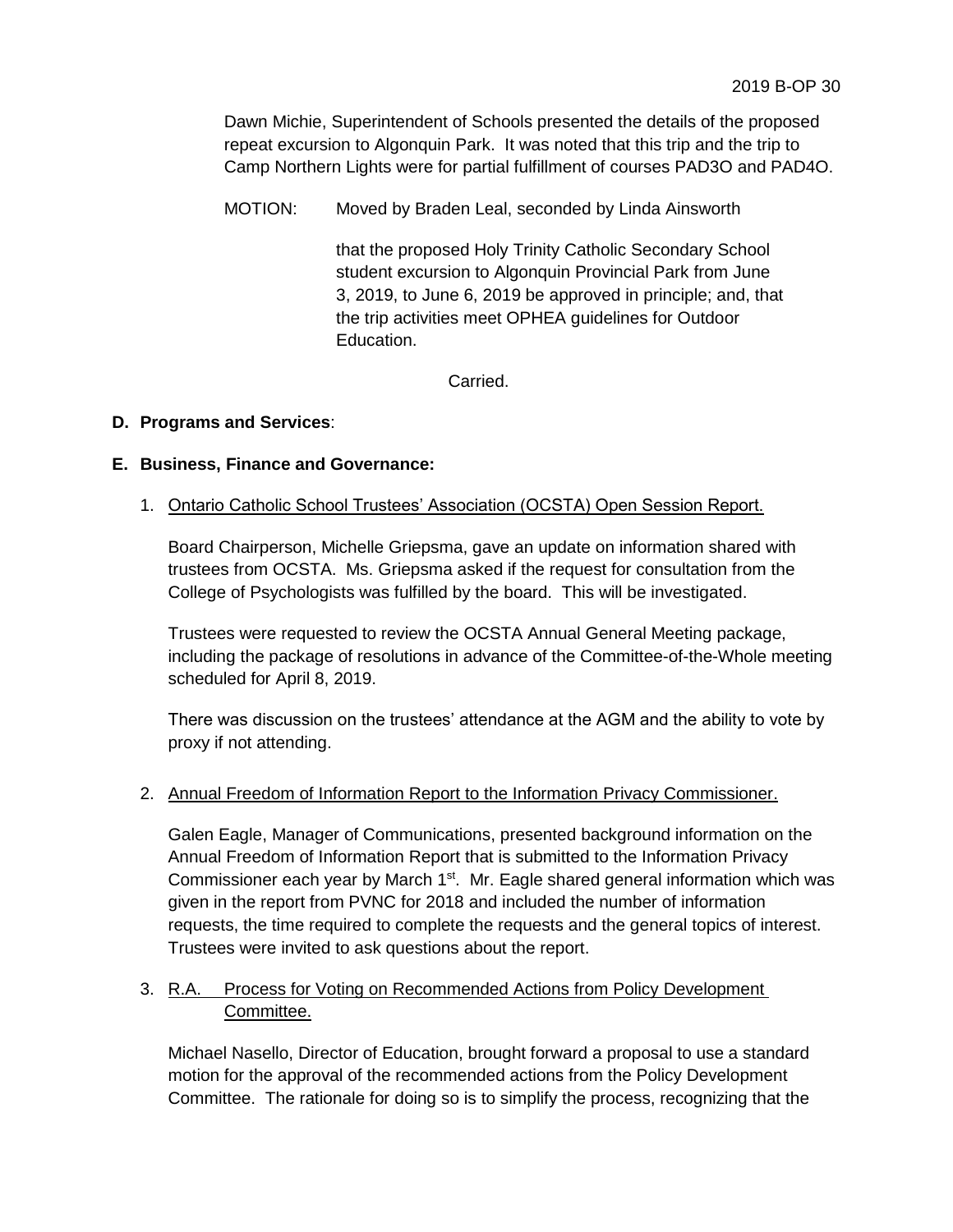Dawn Michie, Superintendent of Schools presented the details of the proposed repeat excursion to Algonquin Park. It was noted that this trip and the trip to Camp Northern Lights were for partial fulfillment of courses PAD3O and PAD4O.

MOTION: Moved by Braden Leal, seconded by Linda Ainsworth

that the proposed Holy Trinity Catholic Secondary School student excursion to Algonquin Provincial Park from June 3, 2019, to June 6, 2019 be approved in principle; and, that the trip activities meet OPHEA guidelines for Outdoor Education.

Carried.

**D. Programs and Services**:

**E. Business, Finance and Governance:**

1. Ontario Catholic School Trustees' Association (OCSTA) Open Session Report.

   Board Chairperson, Michelle Griepsma, gave an update on information shared with trustees from OCSTA. Ms. Griepsma asked if the request for consultation from the College of Psychologists was fulfilled by the board. This will be investigated.

   Trustees were requested to review the OCSTA Annual General Meeting package, including the package of resolutions in advance of the Committee-of-the-Whole meeting scheduled for April 8, 2019.

   There was discussion on the trustees' attendance at the AGM and the ability to vote by proxy if not attending.

2. Annual Freedom of Information Report to the Information Privacy Commissioner.

   Galen Eagle, Manager of Communications, presented background information on the Annual Freedom of Information Report that is submitted to the Information Privacy Commissioner each year by March 1st. Mr. Eagle shared general information which was given in the report from PVNC for 2018 and included the number of information requests, the time required to complete the requests and the general topics of interest. Trustees were invited to ask questions about the report.

3. R.A. Process for Voting on Recommended Actions from Policy Development Committee.

   Michael Nasello, Director of Education, brought forward a proposal to use a standard motion for the approval of the recommended actions from the Policy Development Committee. The rationale for doing so is to simplify the process, recognizing that the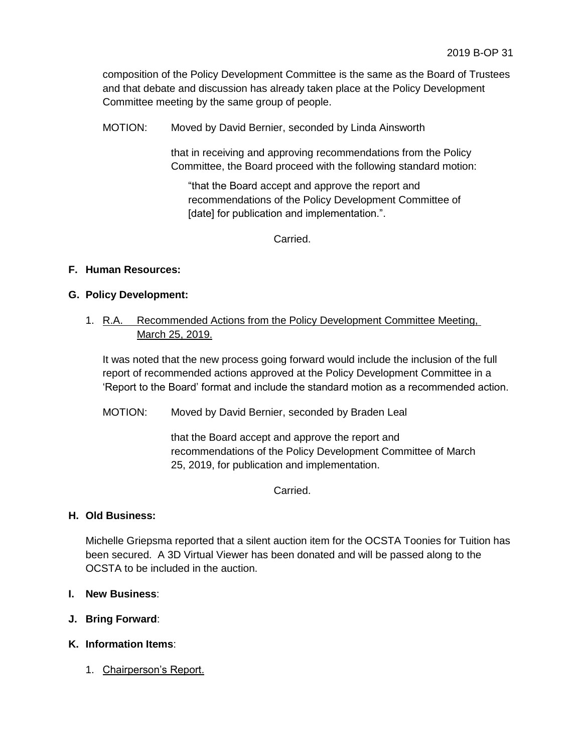composition of the Policy Development Committee is the same as the Board of Trustees and that debate and discussion has already taken place at the Policy Development Committee meeting by the same group of people.

MOTION: Moved by David Bernier, seconded by Linda Ainsworth

that in receiving and approving recommendations from the Policy Committee, the Board proceed with the following standard motion:

> "that the Board accept and approve the report and recommendations of the Policy Development Committee of [date] for publication and implementation.".

Carried.

**F. Human Resources:**

**G. Policy Development:**

1. R.A. Recommended Actions from the Policy Development Committee Meeting, March 25, 2019.

It was noted that the new process going forward would include the inclusion of the full report of recommended actions approved at the Policy Development Committee in a 'Report to the Board' format and include the standard motion as a recommended action.

MOTION: Moved by David Bernier, seconded by Braden Leal

that the Board accept and approve the report and recommendations of the Policy Development Committee of March 25, 2019, for publication and implementation.

Carried.

**H. Old Business:**

Michelle Griepsma reported that a silent auction item for the OCSTA Toonies for Tuition has been secured. A 3D Virtual Viewer has been donated and will be passed along to the OCSTA to be included in the auction.

**I. New Business**:

**J. Bring Forward**:

**K. Information Items**:

1. Chairperson's Report.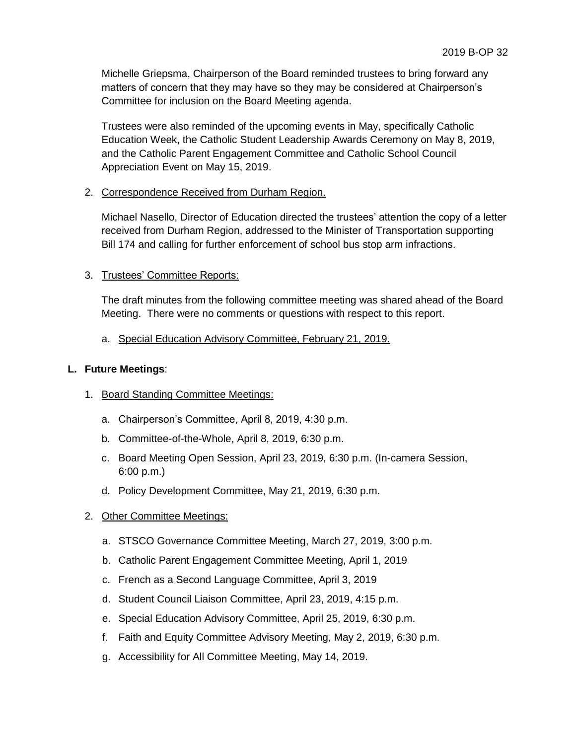Michelle Griepsma, Chairperson of the Board reminded trustees to bring forward any matters of concern that they may have so they may be considered at Chairperson's Committee for inclusion on the Board Meeting agenda.

Trustees were also reminded of the upcoming events in May, specifically Catholic Education Week, the Catholic Student Leadership Awards Ceremony on May 8, 2019, and the Catholic Parent Engagement Committee and Catholic School Council Appreciation Event on May 15, 2019.

2. Correspondence Received from Durham Region.

   Michael Nasello, Director of Education directed the trustees' attention the copy of a letter received from Durham Region, addressed to the Minister of Transportation supporting Bill 174 and calling for further enforcement of school bus stop arm infractions.

3. Trustees' Committee Reports:

   The draft minutes from the following committee meeting was shared ahead of the Board Meeting. There were no comments or questions with respect to this report.

   a. Special Education Advisory Committee, February 21, 2019.

**L. Future Meetings**:

1. Board Standing Committee Meetings:

   a. Chairperson's Committee, April 8, 2019, 4:30 p.m.
   b. Committee-of-the-Whole, April 8, 2019, 6:30 p.m.
   c. Board Meeting Open Session, April 23, 2019, 6:30 p.m. (In-camera Session, 6:00 p.m.)
   d. Policy Development Committee, May 21, 2019, 6:30 p.m.

2. Other Committee Meetings:

   a. STSCO Governance Committee Meeting, March 27, 2019, 3:00 p.m.
   b. Catholic Parent Engagement Committee Meeting, April 1, 2019
   c. French as a Second Language Committee, April 3, 2019
   d. Student Council Liaison Committee, April 23, 2019, 4:15 p.m.
   e. Special Education Advisory Committee, April 25, 2019, 6:30 p.m.
   f. Faith and Equity Committee Advisory Meeting, May 2, 2019, 6:30 p.m.
   g. Accessibility for All Committee Meeting, May 14, 2019.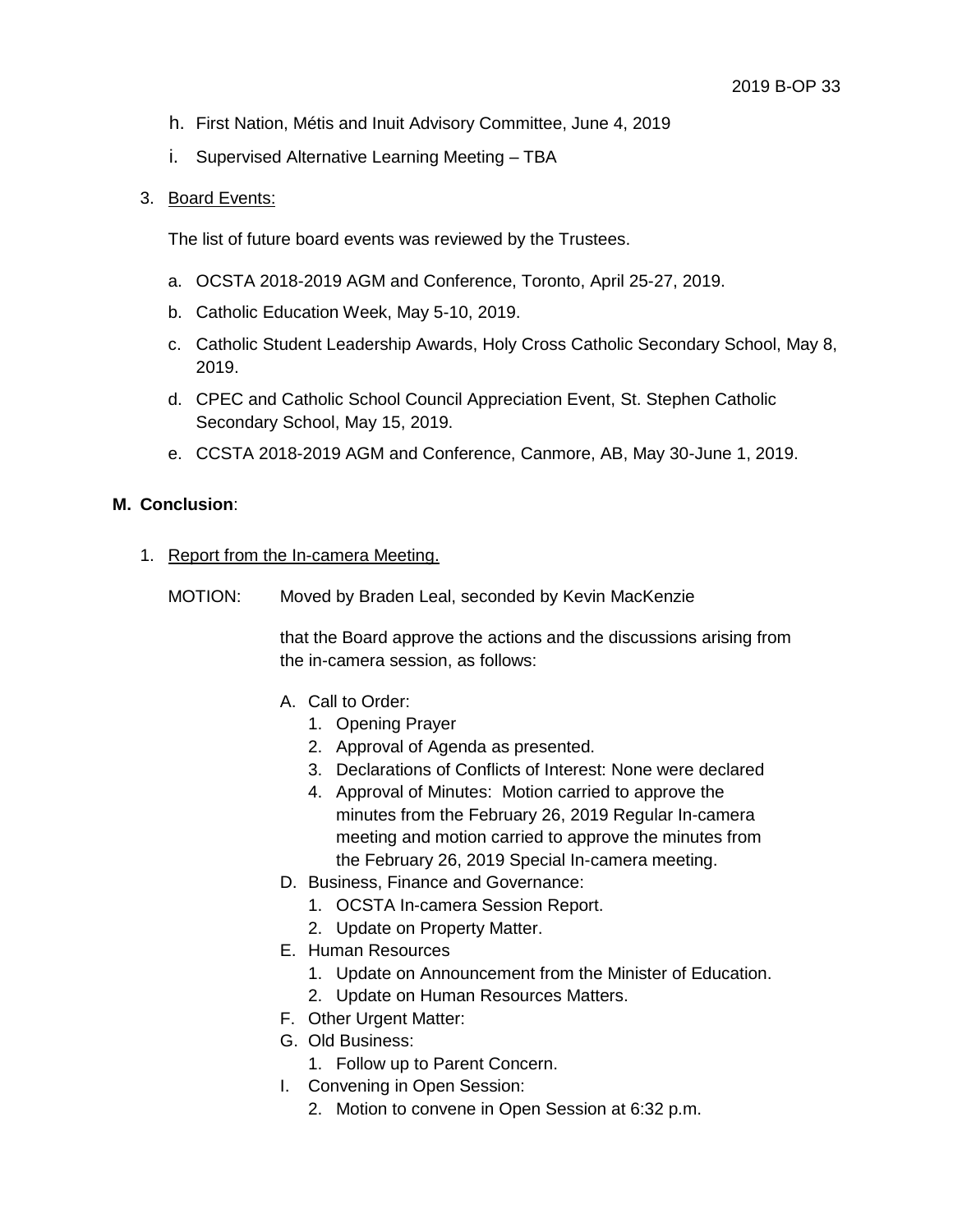h. First Nation, Métis and Inuit Advisory Committee, June 4, 2019

i. Supervised Alternative Learning Meeting – TBA

3. <u>Board Events:</u>

   The list of future board events was reviewed by the Trustees.

   a. OCSTA 2018-2019 AGM and Conference, Toronto, April 25-27, 2019.
   b. Catholic Education Week, May 5-10, 2019.
   c. Catholic Student Leadership Awards, Holy Cross Catholic Secondary School, May 8, 2019.
   d. CPEC and Catholic School Council Appreciation Event, St. Stephen Catholic Secondary School, May 15, 2019.
   e. CCSTA 2018-2019 AGM and Conference, Canmore, AB, May 30-June 1, 2019.

**M. Conclusion**:

1. <u>Report from the In-camera Meeting.</u>

   MOTION: Moved by Braden Leal, seconded by Kevin MacKenzie

   that the Board approve the actions and the discussions arising from the in-camera session, as follows:

   A. Call to Order:
      1. Opening Prayer
      2. Approval of Agenda as presented.
      3. Declarations of Conflicts of Interest: None were declared
      4. Approval of Minutes: Motion carried to approve the minutes from the February 26, 2019 Regular In-camera meeting and motion carried to approve the minutes from the February 26, 2019 Special In-camera meeting.

   D. Business, Finance and Governance:
      1. OCSTA In-camera Session Report.
      2. Update on Property Matter.

   E. Human Resources
      1. Update on Announcement from the Minister of Education.
      2. Update on Human Resources Matters.

   F. Other Urgent Matter:

   G. Old Business:
      1. Follow up to Parent Concern.

   I. Convening in Open Session:
      2. Motion to convene in Open Session at 6:32 p.m.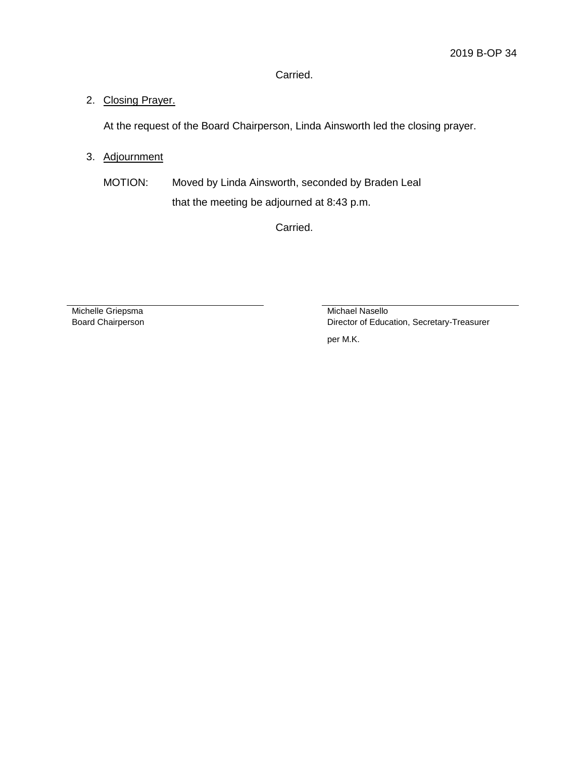Carried.

2. Closing Prayer.

   At the request of the Board Chairperson, Linda Ainsworth led the closing prayer.

3. Adjournment

   MOTION: Moved by Linda Ainsworth, seconded by Braden Leal that the meeting be adjourned at 8:43 p.m.

Carried.

Michelle Griepsma
Board Chairperson

Michael Nasello
Director of Education, Secretary-Treasurer

per M.K.